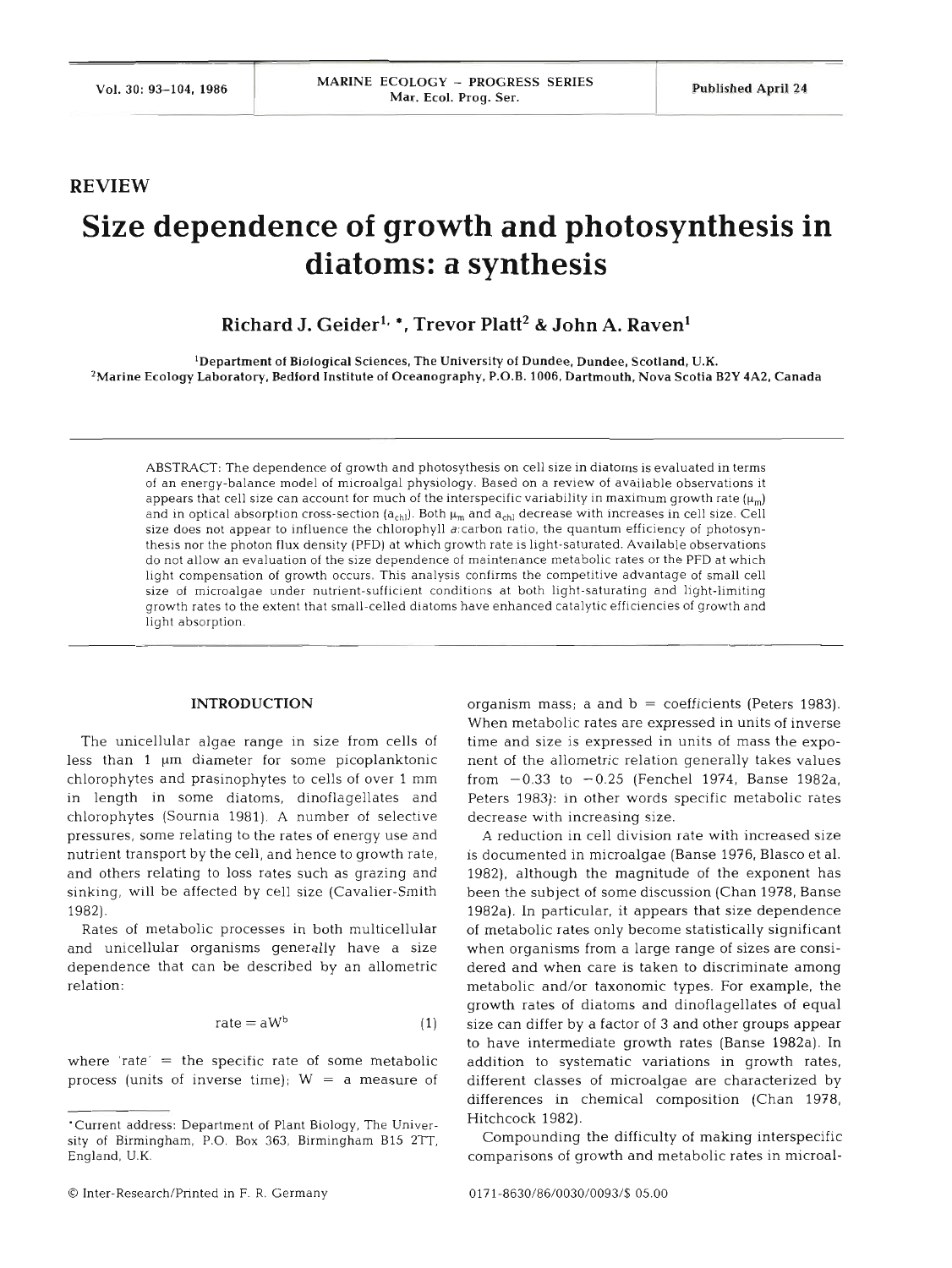## REVIEW

# Size dependence of growth and photosynthesis in diatoms: a synthesis

**Richard J. Geider[1,*], Trevor Platt[2] & John A. Raven[1]**

[1]Department of Biological Sciences, The University of Dundee, Dundee, Scotland, U.K.
[2]Marine Ecology Laboratory, Bedford Institute of Oceanography, P.O.B. 1006, Dartmouth, Nova Scotia B2Y 4A2, Canada

ABSTRACT: The dependence of growth and photosynthesis on cell size in diatoms is evaluated in terms of an energy-balance model of microalgal physiology. Based on a review of available observations it appears that cell size can account for much of the interspecific variability in maximum growth rate ($\mu_m$) and in optical absorption cross-section ($a_{chl}$). Both $\mu_m$ and $a_{chl}$ decrease with increases in cell size. Cell size does not appear to influence the chlorophyll *a*:carbon ratio, the quantum efficiency of photosynthesis nor the photon flux density (PFD) at which growth rate is light-saturated. Available observations do not allow an evaluation of the size dependence of maintenance metabolic rates or the PFD at which light compensation of growth occurs. This analysis confirms the competitive advantage of small cell size of microalgae under nutrient-sufficient conditions at both light-saturating and light-limiting growth rates to the extent that small-celled diatoms have enhanced catalytic efficiencies of growth and light absorption.

## INTRODUCTION

The unicellular algae range in size from cells of less than 1 µm diameter for some picoplanktonic chlorophytes and prasinophytes to cells of over 1 mm in length in some diatoms, dinoflagellates and chlorophytes (Sournia 1981). A number of selective pressures, some relating to the rates of energy use and nutrient transport by the cell, and hence to growth rate, and others relating to loss rates such as grazing and sinking, will be affected by cell size (Cavalier-Smith 1982).

Rates of metabolic processes in both multicellular and unicellular organisms generally have a size dependence that can be described by an allometric relation:

$$\text{rate} = aW^b \qquad (1)$$

where 'rate' = the specific rate of some metabolic process (units of inverse time); W = a measure of organism mass; a and b = coefficients (Peters 1983). When metabolic rates are expressed in units of inverse time and size is expressed in units of mass the exponent of the allometric relation generally takes values from $-0.33$ to $-0.25$ (Fenchel 1974, Banse 1982a, Peters 1983): in other words specific metabolic rates decrease with increasing size.

A reduction in cell division rate with increased size is documented in microalgae (Banse 1976, Blasco et al. 1982), although the magnitude of the exponent has been the subject of some discussion (Chan 1978, Banse 1982a). In particular, it appears that size dependence of metabolic rates only become statistically significant when organisms from a large range of sizes are considered and when care is taken to discriminate among metabolic and/or taxonomic types. For example, the growth rates of diatoms and dinoflagellates of equal size can differ by a factor of 3 and other groups appear to have intermediate growth rates (Banse 1982a). In addition to systematic variations in growth rates, different classes of microalgae are characterized by differences in chemical composition (Chan 1978, Hitchcock 1982).

Compounding the difficulty of making interspecific comparisons of growth and metabolic rates in microal-

*Current address: Department of Plant Biology, The University of Birmingham, P.O. Box 363, Birmingham B15 2TT, England, U.K.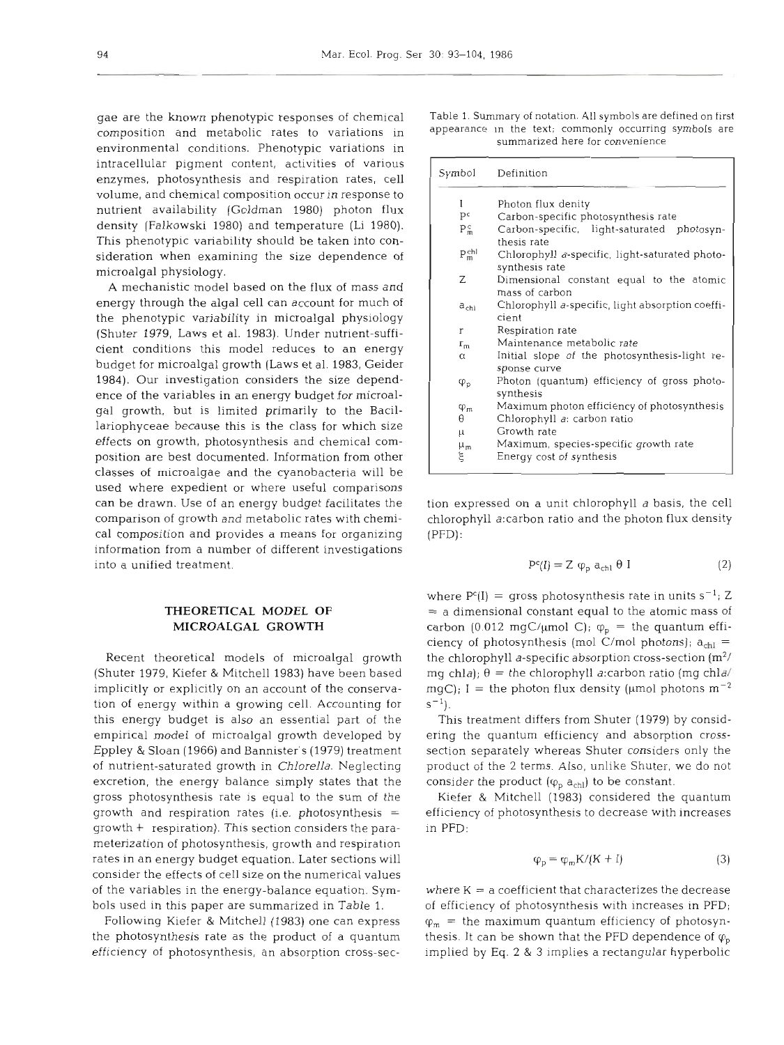gae are the known phenotypic responses of chemical composition and metabolic rates to variations in environmental conditions. Phenotypic variations in intracellular pigment content, activities of various enzymes, photosynthesis and respiration rates, cell volume, and chemical composition occur in response to nutrient availability (Goldman 1980) photon flux density (Falkowski 1980) and temperature (Li 1980). This phenotypic variability should be taken into consideration when examining the size dependence of microalgal physiology.

A mechanistic model based on the flux of mass and energy through the algal cell can account for much of the phenotypic variability in microalgal physiology (Shuter 1979, Laws et al. 1983). Under nutrient-sufficient conditions this model reduces to an energy budget for microalgal growth (Laws et al. 1983, Geider 1984). Our investigation considers the size dependence of the variables in an energy budget for microalgal growth, but is limited primarily to the Bacillariophyceae because this is the class for which size effects on growth, photosynthesis and chemical composition are best documented. Information from other classes of microalgae and the cyanobacteria will be used where expedient or where useful comparisons can be drawn. Use of an energy budget facilitates the comparison of growth and metabolic rates with chemical composition and provides a means for organizing information from a number of different investigations into a unified treatment.

## THEORETICAL MODEL OF MICROALGAL GROWTH

Recent theoretical models of microalgal growth (Shuter 1979, Kiefer & Mitchell 1983) have been based implicitly or explicitly on an account of the conservation of energy within a growing cell. Accounting for this energy budget is also an essential part of the empirical model of microalgal growth developed by Eppley & Sloan (1966) and Bannister's (1979) treatment of nutrient-saturated growth in *Chlorella*. Neglecting excretion, the energy balance simply states that the gross photosynthesis rate is equal to the sum of the growth and respiration rates (i.e. photosynthesis = growth + respiration). This section considers the parameterization of photosynthesis, growth and respiration rates in an energy budget equation. Later sections will consider the effects of cell size on the numerical values of the variables in the energy-balance equation. Symbols used in this paper are summarized in Table 1.

Table 1. Summary of notation. All symbols are defined on first appearance in the text; commonly occurring symbols are summarized here for convenience

| Symbol | Definition |
|---|---|
| $I$ | Photon flux denity |
| $P^c$ | Carbon-specific photosynthesis rate |
| $P^c_m$ | Carbon-specific, light-saturated photosynthesis rate |
| $P^{chl}_m$ | Chlorophyll *a*-specific, light-saturated photosynthesis rate |
| $Z$ | Dimensional constant equal to the atomic mass of carbon |
| $a_{chl}$ | Chlorophyll *a*-specific, light absorption coefficient |
| $r$ | Respiration rate |
| $r_m$ | Maintenance metabolic rate |
| $\alpha$ | Initial slope of the photosynthesis-light response curve |
| $\varphi_p$ | Photon (quantum) efficiency of gross photosynthesis |
| $\varphi_m$ | Maximum photon efficiency of photosynthesis |
| $\theta$ | Chlorophyll *a*: carbon ratio |
| $\mu$ | Growth rate |
| $\mu_m$ | Maximum, species-specific growth rate |
| $\xi$ | Energy cost of synthesis |

Following Kiefer & Mitchell (1983) one can express the photosynthesis rate as the product of a quantum efficiency of photosynthesis, an absorption cross-section expressed on a unit chlorophyll *a* basis, the cell chlorophyll *a*:carbon ratio and the photon flux density (PFD):

$$P^c(I) = Z\ \varphi_p\ a_{chl}\ \theta\ I \tag{2}$$

where $P^c(I)$ = gross photosynthesis rate in units $s^{-1}$; $Z$ = a dimensional constant equal to the atomic mass of carbon (0.012 mgC/µmol C); $\varphi_p$ = the quantum efficiency of photosynthesis (mol C/mol photons); $a_{chl}$ = the chlorophyll *a*-specific absorption cross-section ($m^2$/mg chl*a*); $\theta$ = the chlorophyll *a*:carbon ratio (mg chl*a*/mgC); $I$ = the photon flux density (µmol photons $m^{-2}$ $s^{-1}$).

This treatment differs from Shuter (1979) by considering the quantum efficiency and absorption cross-section separately whereas Shuter considers only the product of the 2 terms. Also, unlike Shuter, we do not consider the product ($\varphi_p\ a_{chl}$) to be constant.

Kiefer & Mitchell (1983) considered the quantum efficiency of photosynthesis to decrease with increases in PFD:

$$\varphi_p = \varphi_m K/(K + I) \tag{3}$$

where $K$ = a coefficient that characterizes the decrease of efficiency of photosynthesis with increases in PFD; $\varphi_m$ = the maximum quantum efficiency of photosynthesis. It can be shown that the PFD dependence of $\varphi_p$ implied by Eq. 2 & 3 implies a rectangular hyperbolic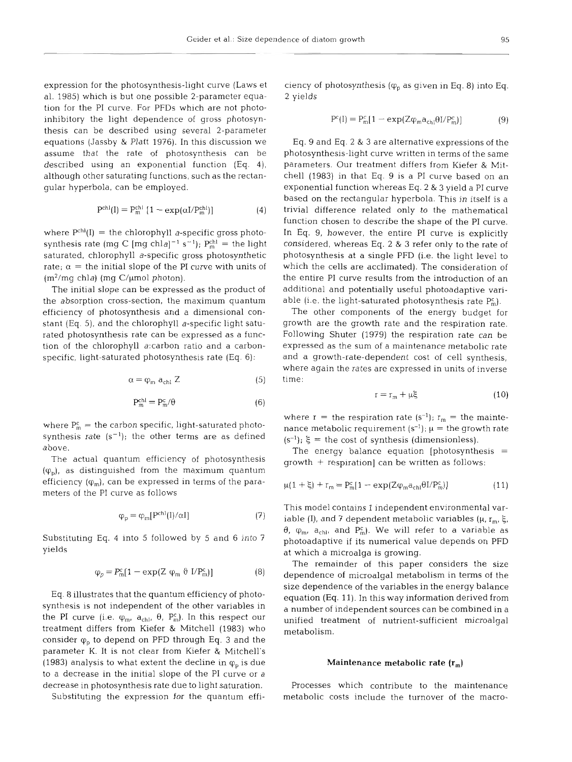expression for the photosynthesis-light curve (Laws et al. 1985) which is but one possible 2-parameter equation for the PI curve. For PFDs which are not photoinhibitory the light dependence of gross photosynthesis can be described using several 2-parameter equations (Jassby & Platt 1976). In this discussion we assume that the rate of photosynthesis can be described using an exponential function (Eq. 4), although other saturating functions, such as the rectangular hyperbola, can be employed.

$$P^{chl}(I) = P^{chl}_m \{1 - \exp(\alpha I/P^{chl}_m)\} \quad (4)$$

where $P^{chl}(I)$ = the chlorophyll *a*-specific gross photosynthesis rate (mg C [mg chl*a*]$^{-1}$ s$^{-1}$); $P^{chl}_m$ = the light saturated, chlorophyll *a*-specific gross photosynthetic rate; $\alpha$ = the initial slope of the PI curve with units of (m$^2$/mg chl*a*) (mg C/µmol photon).

The initial slope can be expressed as the product of the absorption cross-section, the maximum quantum efficiency of photosynthesis and a dimensional constant (Eq. 5), and the chlorophyll *a*-specific light saturated photosynthesis rate can be expressed as a function of the chlorophyll *a*:carbon ratio and a carbon-specific, light-saturated photosynthesis rate (Eq. 6):

$$\alpha = \varphi_m \, a_{chl} \, Z \quad (5)$$

$$P^{chl}_m = P^c_m/\theta \quad (6)$$

where $P^c_m$ = the carbon specific, light-saturated photosynthesis rate (s$^{-1}$); the other terms are as defined above.

The actual quantum efficiency of photosynthesis ($\varphi_p$), as distinguished from the maximum quantum efficiency ($\varphi_m$), can be expressed in terms of the parameters of the PI curve as follows

$$\varphi_p = \varphi_m[P^{chl}(I)/\alpha I] \quad (7)$$

Substituting Eq. 4 into 5 followed by 5 and 6 into 7 yields

$$\varphi_p = P^c_m[1 - \exp(Z \, \varphi_m \, \vartheta \, I/P^c_m)] \quad (8)$$

Eq. 8 illustrates that the quantum efficiency of photosynthesis is not independent of the other variables in the PI curve (i.e. $\varphi_m$, $a_{chl}$, $\theta$, $P^c_m$). In this respect our treatment differs from Kiefer & Mitchell (1983) who consider $\varphi_p$ to depend on PFD through Eq. 3 and the parameter K. It is not clear from Kiefer & Mitchell's (1983) analysis to what extent the decline in $\varphi_p$ is due to a decrease in the initial slope of the PI curve or a decrease in photosynthesis rate due to light saturation.

Substituting the expression for the quantum efficiency of photosynthesis ($\varphi_p$ as given in Eq. 8) into Eq. 2 yields

$$P^c(I) = P^c_m[1 - \exp(Z\varphi_m a_{chl}\theta I/P^c_m)] \quad (9)$$

Eq. 9 and Eq. 2 & 3 are alternative expressions of the photosynthesis-light curve written in terms of the same parameters. Our treatment differs from Kiefer & Mitchell (1983) in that Eq. 9 is a PI curve based on an exponential function whereas Eq. 2 & 3 yield a PI curve based on the rectangular hyperbola. This in itself is a trivial difference related only to the mathematical function chosen to describe the shape of the PI curve. In Eq. 9, however, the entire PI curve is explicitly considered, whereas Eq. 2 & 3 refer only to the rate of photosynthesis at a single PFD (i.e. the light level to which the cells are acclimated). The consideration of the entire PI curve results from the introduction of an additional and potentially useful photoadaptive variable (i.e. the light-saturated photosynthesis rate $P^c_m$).

The other components of the energy budget for growth are the growth rate and the respiration rate. Following Shuter (1979) the respiration rate can be expressed as the sum of a maintenance metabolic rate and a growth-rate-dependent cost of cell synthesis, where again the rates are expressed in units of inverse time:

$$r = r_m + \mu\xi \quad (10)$$

where r = the respiration rate (s$^{-1}$); $r_m$ = the maintenance metabolic requirement (s$^{-1}$); $\mu$ = the growth rate (s$^{-1}$); $\xi$ = the cost of synthesis (dimensionless).

The energy balance equation [photosynthesis = growth + respiration] can be written as follows:

$$\mu(1 + \xi) + r_m = P^c_m[1 - \exp(Z\varphi_m a_{chl}\theta I/P^c_m)] \quad (11)$$

This model contains 1 independent environmental variable (I), and 7 dependent metabolic variables ($\mu$, $r_m$, $\xi$, $\theta$, $\varphi_m$, $a_{chl}$, and $P^c_m$). We will refer to a variable as photoadaptive if its numerical value depends on PFD at which a microalga is growing.

The remainder of this paper considers the size dependence of microalgal metabolism in terms of the size dependence of the variables in the energy balance equation (Eq. 11). In this way information derived from a number of independent sources can be combined in a unified treatment of nutrient-sufficient microalgal metabolism.

## Maintenance metabolic rate ($r_m$)

Processes which contribute to the maintenance metabolic costs include the turnover of the macro-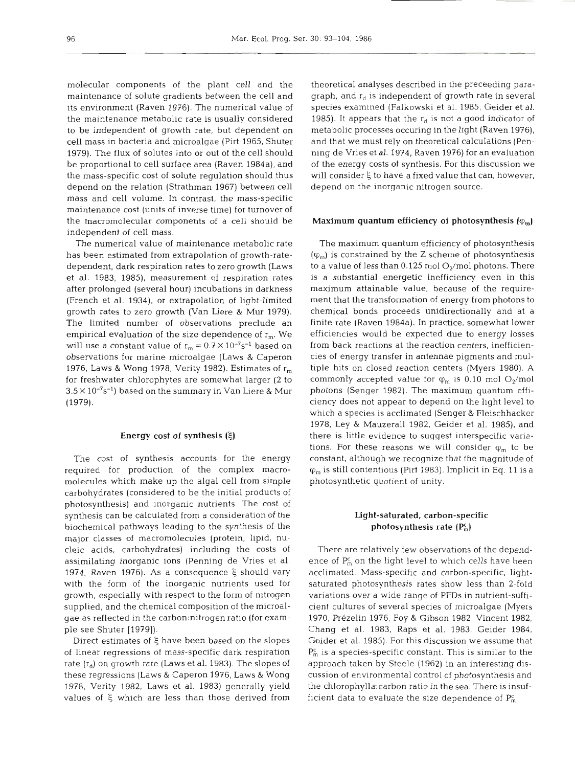molecular components of the plant cell and the maintenance of solute gradients between the cell and its environment (Raven 1976). The numerical value of the maintenance metabolic rate is usually considered to be independent of growth rate, but dependent on cell mass in bacteria and microalgae (Pirt 1965, Shuter 1979). The flux of solutes into or out of the cell should be proportional to cell surface area (Raven 1984a), and the mass-specific cost of solute regulation should thus depend on the relation (Strathman 1967) between cell mass and cell volume. In contrast, the mass-specific maintenance cost (units of inverse time) for turnover of the macromolecular components of a cell should be independent of cell mass.

The numerical value of maintenance metabolic rate has been estimated from extrapolation of growth-rate-dependent, dark respiration rates to zero growth (Laws et al. 1983, 1985), measurement of respiration rates after prolonged (several hour) incubations in darkness (French et al. 1934), or extrapolation of light-limited growth rates to zero growth (Van Liere & Mur 1979). The limited number of observations preclude an empirical evaluation of the size dependence of $r_m$. We will use a constant value of $r_m = 0.7 \times 10^{-7} s^{-1}$ based on observations for marine microalgae (Laws & Caperon 1976, Laws & Wong 1978, Verity 1982). Estimates of $r_m$ for freshwater chlorophytes are somewhat larger (2 to $3.5 \times 10^{-7} s^{-1}$) based on the summary in Van Liere & Mur (1979).

## Energy cost of synthesis ($\xi$)

The cost of synthesis accounts for the energy required for production of the complex macromolecules which make up the algal cell from simple carbohydrates (considered to be the initial products of photosynthesis) and inorganic nutrients. The cost of synthesis can be calculated from a consideration of the biochemical pathways leading to the synthesis of the major classes of macromolecules (protein, lipid, nucleic acids, carbohydrates) including the costs of assimilating inorganic ions (Penning de Vries et al. 1974, Raven 1976). As a consequence $\xi$ should vary with the form of the inorganic nutrients used for growth, especially with respect to the form of nitrogen supplied, and the chemical composition of the microalgae as reflected in the carbon:nitrogen ratio (for example see Shuter [1979]).

Direct estimates of $\xi$ have been based on the slopes of linear regressions of mass-specific dark respiration rate ($r_d$) on growth rate (Laws et al. 1983). The slopes of these regressions (Laws & Caperon 1976, Laws & Wong 1978, Verity 1982, Laws et al. 1983) generally yield values of $\xi$ which are less than those derived from theoretical analyses described in the preceeding paragraph, and $r_d$ is independent of growth rate in several species examined (Falkowski et al. 1985, Geider et al. 1985). It appears that the $r_d$ is not a good indicator of metabolic processes occuring in the light (Raven 1976), and that we must rely on theoretical calculations (Penning de Vries et al. 1974, Raven 1976) for an evaluation of the energy costs of synthesis. For this discussion we will consider $\xi$ to have a fixed value that can, however, depend on the inorganic nitrogen source.

## Maximum quantum efficiency of photosynthesis ($\varphi_m$)

The maximum quantum efficiency of photosynthesis ($\varphi_m$) is constrained by the Z scheme of photosynthesis to a value of less than 0.125 mol $O_2$/mol photons. There is a substantial energetic inefficiency even in this maximum attainable value, because of the requirement that the transformation of energy from photons to chemical bonds proceeds unidirectionally and at a finite rate (Raven 1984a). In practice, somewhat lower efficiencies would be expected due to energy losses from back reactions at the reaction centers, inefficiencies of energy transfer in antennae pigments and multiple hits on closed reaction centers (Myers 1980). A commonly accepted value for $\varphi_m$ is 0.10 mol $O_2$/mol photons (Senger 1982). The maximum quantum efficiency does not appear to depend on the light level to which a species is acclimated (Senger & Fleischhacker 1978, Ley & Mauzerall 1982, Geider et al. 1985), and there is little evidence to suggest interspecific variations. For these reasons we will consider $\varphi_m$ to be constant, although we recognize that the magnitude of $\varphi_m$ is still contentious (Pirt 1983). Implicit in Eq. 11 is a photosynthetic quotient of unity.

## Light-saturated, carbon-specific photosynthesis rate ($P^c_m$)

There are relatively few observations of the dependence of $P^c_m$ on the light level to which cells have been acclimated. Mass-specific and carbon-specific, light-saturated photosynthesis rates show less than 2-fold variations over a wide range of PFDs in nutrient-sufficient cultures of several species of microalgae (Myers 1970, Prézelin 1976, Foy & Gibson 1982, Vincent 1982, Chang et al. 1983, Raps et al. 1983, Geider 1984, Geider et al. 1985). For this discussion we assume that $P^c_m$ is a species-specific constant. This is similar to the approach taken by Steele (1962) in an interesting discussion of environmental control of photosynthesis and the chlorophyll*a*:carbon ratio in the sea. There is insufficient data to evaluate the size dependence of $P^c_m$.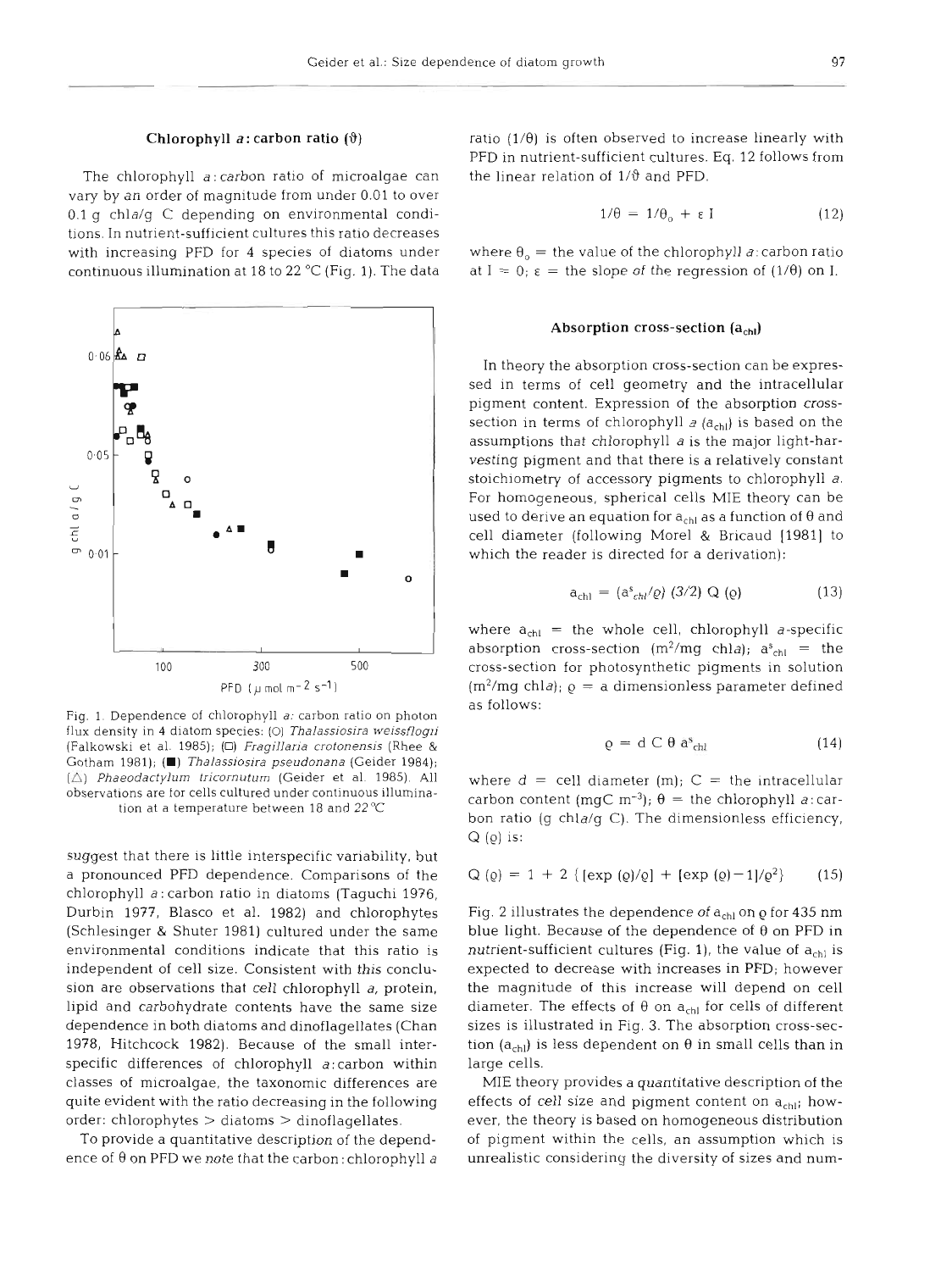### Chlorophyll *a*: carbon ratio ($\vartheta$)

The chlorophyll *a*:carbon ratio of microalgae can vary by an order of magnitude from under 0.01 to over 0.1 g chl*a*/g C depending on environmental conditions. In nutrient-sufficient cultures this ratio decreases with increasing PFD for 4 species of diatoms under continuous illumination at 18 to 22 °C (Fig. 1). The data suggest that there is little interspecific variability, but a pronounced PFD dependence. Comparisons of the chlorophyll *a*:carbon ratio in diatoms (Taguchi 1976, Durbin 1977, Blasco et al. 1982) and chlorophytes (Schlesinger & Shuter 1981) cultured under the same environmental conditions indicate that this ratio is independent of cell size. Consistent with this conclusion are observations that cell chlorophyll *a*, protein, lipid and carbohydrate contents have the same size dependence in both diatoms and dinoflagellates (Chan 1978, Hitchcock 1982). Because of the small interspecific differences of chlorophyll *a*:carbon within classes of microalgae, the taxonomic differences are quite evident with the ratio decreasing in the following order: chlorophytes > diatoms > dinoflagellates.

Fig. 1. Dependence of chlorophyll *a*: carbon ratio on photon flux density in 4 diatom species: (○) *Thalassiosira weissflogii* (Falkowski et al. 1985); (□) *Fragillaria crotonensis* (Rhee & Gotham 1981); (■) *Thalassiosira pseudonana* (Geider 1984); (△) *Phaeodactylum tricornutum* (Geider et al. 1985). All observations are for cells cultured under continuous illumination at a temperature between 18 and 22 °C

To provide a quantitative description of the dependence of $\theta$ on PFD we note that the carbon:chlorophyll *a* ratio ($1/\theta$) is often observed to increase linearly with PFD in nutrient-sufficient cultures. Eq. 12 follows from the linear relation of $1/\vartheta$ and PFD.

$$1/\theta = 1/\theta_o + \varepsilon \, I \tag{12}$$

where $\theta_o$ = the value of the chlorophyll *a*:carbon ratio at $I = 0$; $\varepsilon$ = the slope of the regression of $(1/\theta)$ on I.

### Absorption cross-section ($a_{chl}$)

In theory the absorption cross-section can be expressed in terms of cell geometry and the intracellular pigment content. Expression of the absorption cross-section in terms of chlorophyll *a* ($a_{chl}$) is based on the assumptions that chlorophyll *a* is the major light-harvesting pigment and that there is a relatively constant stoichiometry of accessory pigments to chlorophyll *a*. For homogeneous, spherical cells MIE theory can be used to derive an equation for $a_{chl}$ as a function of $\theta$ and cell diameter (following Morel & Bricaud [1981] to which the reader is directed for a derivation):

$$a_{chl} = (a^s_{chl}/\varrho)\,(3/2)\,Q\,(\varrho) \tag{13}$$

where $a_{chl}$ = the whole cell, chlorophyll *a*-specific absorption cross-section ($m^2$/mg chl*a*); $a^s_{chl}$ = the cross-section for photosynthetic pigments in solution ($m^2$/mg chl*a*); $\varrho$ = a dimensionless parameter defined as follows:

$$\varrho = d\,C\,\theta\,a^s_{chl} \tag{14}$$

where $d$ = cell diameter (m); C = the intracellular carbon content (mgC $m^{-3}$); $\theta$ = the chlorophyll *a*:carbon ratio (g chl*a*/g C). The dimensionless efficiency, Q ($\varrho$) is:

$$Q\,(\varrho) = 1 + 2\,\{[\exp\,(\varrho)/\varrho] + [\exp\,(\varrho) - 1]/\varrho^2\} \tag{15}$$

Fig. 2 illustrates the dependence of $a_{chl}$ on $\varrho$ for 435 nm blue light. Because of the dependence of $\theta$ on PFD in nutrient-sufficient cultures (Fig. 1), the value of $a_{chl}$ is expected to decrease with increases in PFD; however the magnitude of this increase will depend on cell diameter. The effects of $\theta$ on $a_{chl}$ for cells of different sizes is illustrated in Fig. 3. The absorption cross-section ($a_{chl}$) is less dependent on $\theta$ in small cells than in large cells.

MIE theory provides a quantitative description of the effects of cell size and pigment content on $a_{chl}$; however, the theory is based on homogeneous distribution of pigment within the cells, an assumption which is unrealistic considering the diversity of sizes and num-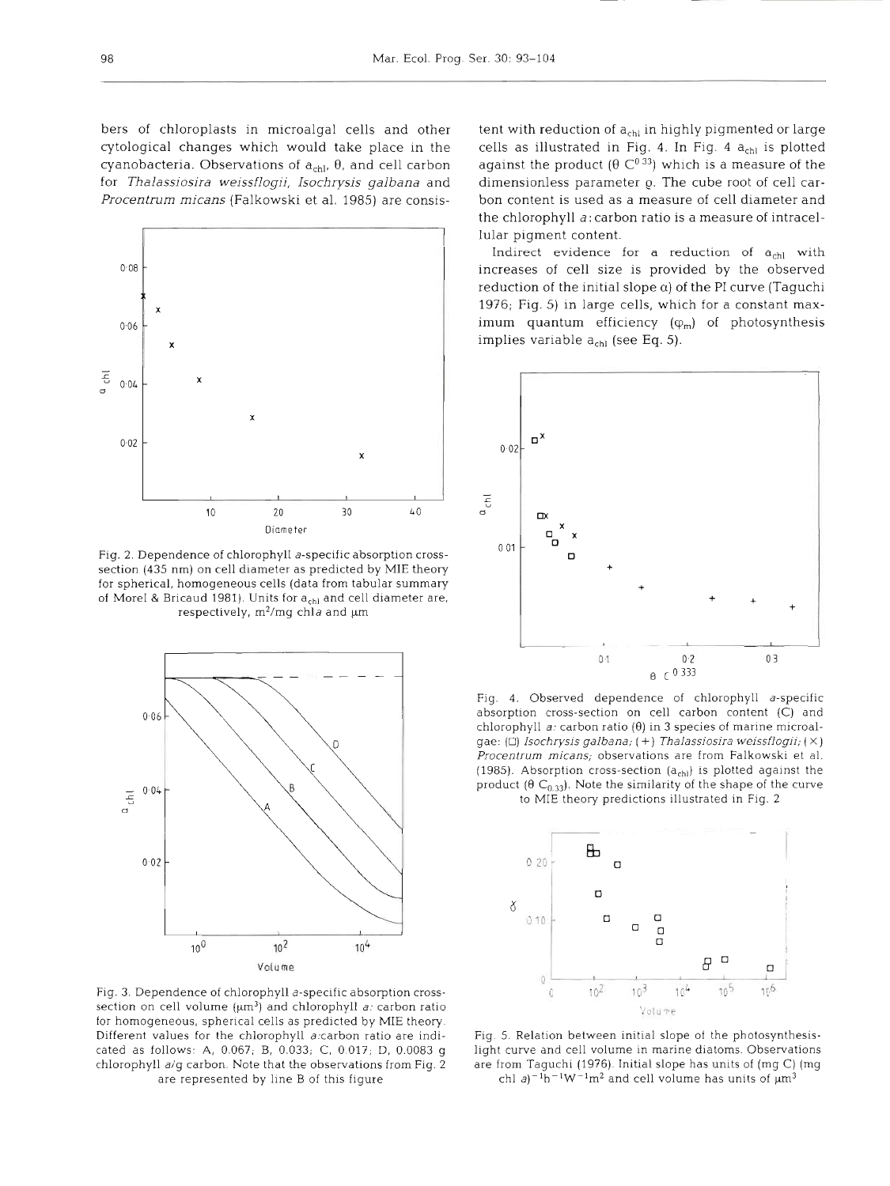bers of chloroplasts in microalgal cells and other cytological changes which would take place in the cyanobacteria. Observations of $a_{chl}$, $\theta$, and cell carbon for *Thalassiosira weissflogii*, *Isochrysis galbana* and *Procentrum micans* (Falkowski et al. 1985) are consistent with reduction of $a_{chl}$ in highly pigmented or large cells as illustrated in Fig. 4. In Fig. 4 $a_{chl}$ is plotted against the product ($\theta$ $C^{0.33}$) which is a measure of the dimensionless parameter $\varrho$. The cube root of cell carbon content is used as a measure of cell diameter and the chlorophyll *a*:carbon ratio is a measure of intracellular pigment content.

Indirect evidence for a reduction of $a_{chl}$ with increases of cell size is provided by the observed reduction of the initial slope $\alpha$) of the PI curve (Taguchi 1976; Fig. 5) in large cells, which for a constant maximum quantum efficiency ($\varphi_m$) of photosynthesis implies variable $a_{chl}$ (see Eq. 5).

Fig. 2. Dependence of chlorophyll *a*-specific absorption cross-section (435 nm) on cell diameter as predicted by MIE theory for spherical, homogeneous cells (data from tabular summary of Morel & Bricaud 1981). Units for $a_{chl}$ and cell diameter are, respectively, $m^2$/mg chl*a* and µm

Fig. 3. Dependence of chlorophyll *a*-specific absorption cross-section on cell volume (µm³) and chlorophyll *a*: carbon ratio for homogeneous, spherical cells as predicted by MIE theory. Different values for the chlorophyll *a*:carbon ratio are indicated as follows: A, 0.067; B, 0.033; C, 0.017; D, 0.0083 g chlorophyll *a*/g carbon. Note that the observations from Fig. 2 are represented by line B of this figure

Fig. 4. Observed dependence of chlorophyll *a*-specific absorption cross-section on cell carbon content (C) and chlorophyll *a*: carbon ratio ($\theta$) in 3 species of marine microalgae: (□) *Isochrysis galbana*; (+) *Thalassiosira weissflogii*; (×) *Procentrum micans*; observations are from Falkowski et al. (1985). Absorption cross-section ($a_{chl}$) is plotted against the product ($\theta$ $C_{0.33}$). Note the similarity of the shape of the curve to MIE theory predictions illustrated in Fig. 2

Fig. 5. Relation between initial slope of the photosynthesis-light curve and cell volume in marine diatoms. Observations are from Taguchi (1976). Initial slope has units of (mg C) (mg chl *a*)$^{-1}$h$^{-1}$W$^{-1}$m$^2$ and cell volume has units of µm³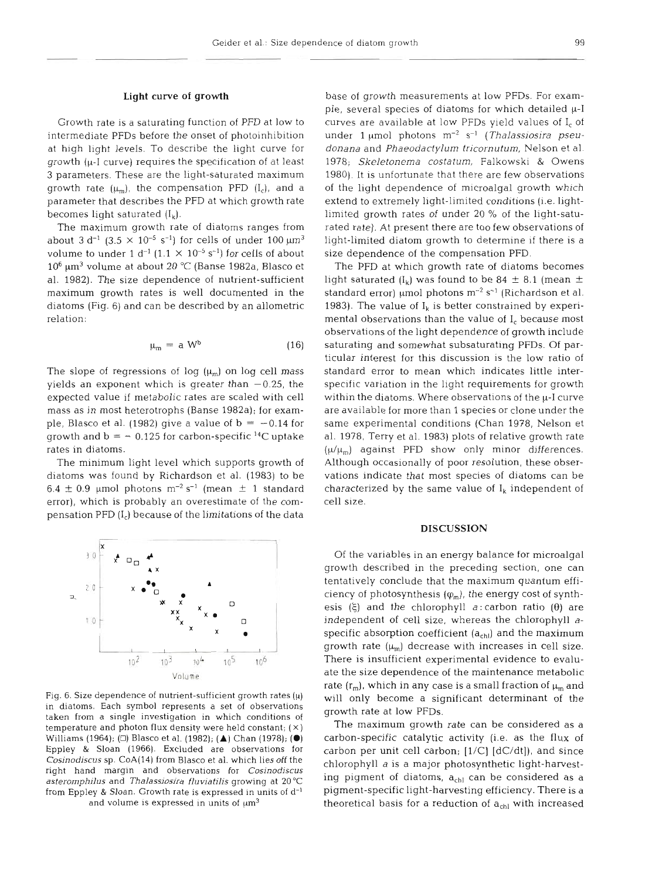## Light curve of growth

Growth rate is a saturating function of PFD at low to intermediate PFDs before the onset of photoinhibition at high light levels. To describe the light curve for growth ($\mu$-I curve) requires the specification of at least 3 parameters. These are the light-saturated maximum growth rate ($\mu_m$), the compensation PFD ($I_c$), and a parameter that describes the PFD at which growth rate becomes light saturated ($I_k$).

The maximum growth rate of diatoms ranges from about 3 d$^{-1}$ ($3.5 \times 10^{-5}$ s$^{-1}$) for cells of under 100 $\mu m^3$ volume to under 1 d$^{-1}$ ($1.1 \times 10^{-5}$ s$^{-1}$) for cells of about $10^6$ $\mu m^3$ volume at about 20 °C (Banse 1982a, Blasco et al. 1982). The size dependence of nutrient-sufficient maximum growth rates is well documented in the diatoms (Fig. 6) and can be described by an allometric relation:

$$\mu_m = a\,W^b \qquad (16)$$

The slope of regressions of log ($\mu_m$) on log cell mass yields an exponent which is greater than $-0.25$, the expected value if metabolic rates are scaled with cell mass as in most heterotrophs (Banse 1982a); for example, Blasco et al. (1982) give a value of $b = -0.14$ for growth and $b = -0.125$ for carbon-specific $^{14}C$ uptake rates in diatoms.

The minimum light level which supports growth of diatoms was found by Richardson et al. (1983) to be $6.4 \pm 0.9$ µmol photons m$^{-2}$ s$^{-1}$ (mean $\pm$ 1 standard error), which is probably an overestimate of the compensation PFD ($I_c$) because of the limitations of the data base of growth measurements at low PFDs. For example, several species of diatoms for which detailed $\mu$-I curves are available at low PFDs yield values of $I_c$ of under 1 µmol photons m$^{-2}$ s$^{-1}$ (*Thalassiosira pseudonana* and *Phaeodactylum tricornutum*, Nelson et al. 1978; *Skeletonema costatum*, Falkowski & Owens 1980). It is unfortunate that there are few observations of the light dependence of microalgal growth which extend to extremely light-limited conditions (i.e. light-limited growth rates of under 20 % of the light-saturated rate). At present there are too few observations of light-limited diatom growth to determine if there is a size dependence of the compensation PFD.

The PFD at which growth rate of diatoms becomes light saturated ($I_k$) was found to be $84 \pm 8.1$ (mean $\pm$ standard error) µmol photons m$^{-2}$ s$^{-1}$ (Richardson et al. 1983). The value of $I_k$ is better constrained by experimental observations than the value of $I_c$ because most observations of the light dependence of growth include saturating and somewhat subsaturating PFDs. Of particular interest for this discussion is the low ratio of standard error to mean which indicates little interspecific variation in the light requirements for growth within the diatoms. Where observations of the $\mu$-I curve are available for more than 1 species or clone under the same experimental conditions (Chan 1978, Nelson et al. 1978, Terry et al. 1983) plots of relative growth rate ($\mu/\mu_m$) against PFD show only minor differences. Although occasionally of poor resolution, these observations indicate that most species of diatoms can be characterized by the same value of $I_k$ independent of cell size.

Fig. 6. Size dependence of nutrient-sufficient growth rates ($\mu$) in diatoms. Each symbol represents a set of observations taken from a single investigation in which conditions of temperature and photon flux density were held constant; (×) Williams (1964); (□) Blasco et al. (1982); (▲) Chan (1978); (●) Eppley & Sloan (1966). Excluded are observations for *Cosinodiscus* sp. CoA(14) from Blasco et al. which lies off the right hand margin and observations for *Cosinodiscus asteromphilus* and *Thalassiosira fluviatilis* growing at 20 °C from Eppley & Sloan. Growth rate is expressed in units of d$^{-1}$ and volume is expressed in units of $\mu m^3$

## DISCUSSION

Of the variables in an energy balance for microalgal growth described in the preceding section, one can tentatively conclude that the maximum quantum efficiency of photosynthesis ($\varphi_m$), the energy cost of synthesis ($\xi$) and the chlorophyll *a*:carbon ratio ($\theta$) are independent of cell size, whereas the chlorophyll *a*-specific absorption coefficient ($a_{chl}$) and the maximum growth rate ($\mu_m$) decrease with increases in cell size. There is insufficient experimental evidence to evaluate the size dependence of the maintenance metabolic rate ($r_m$), which in any case is a small fraction of $\mu_m$ and will only become a significant determinant of the growth rate at low PFDs.

The maximum growth rate can be considered as a carbon-specific catalytic activity (i.e. as the flux of carbon per unit cell carbon; [1/C] [dC/dt]), and since chlorophyll *a* is a major photosynthetic light-harvesting pigment of diatoms, $a_{chl}$ can be considered as a pigment-specific light-harvesting efficiency. There is a theoretical basis for a reduction of $a_{chl}$ with increased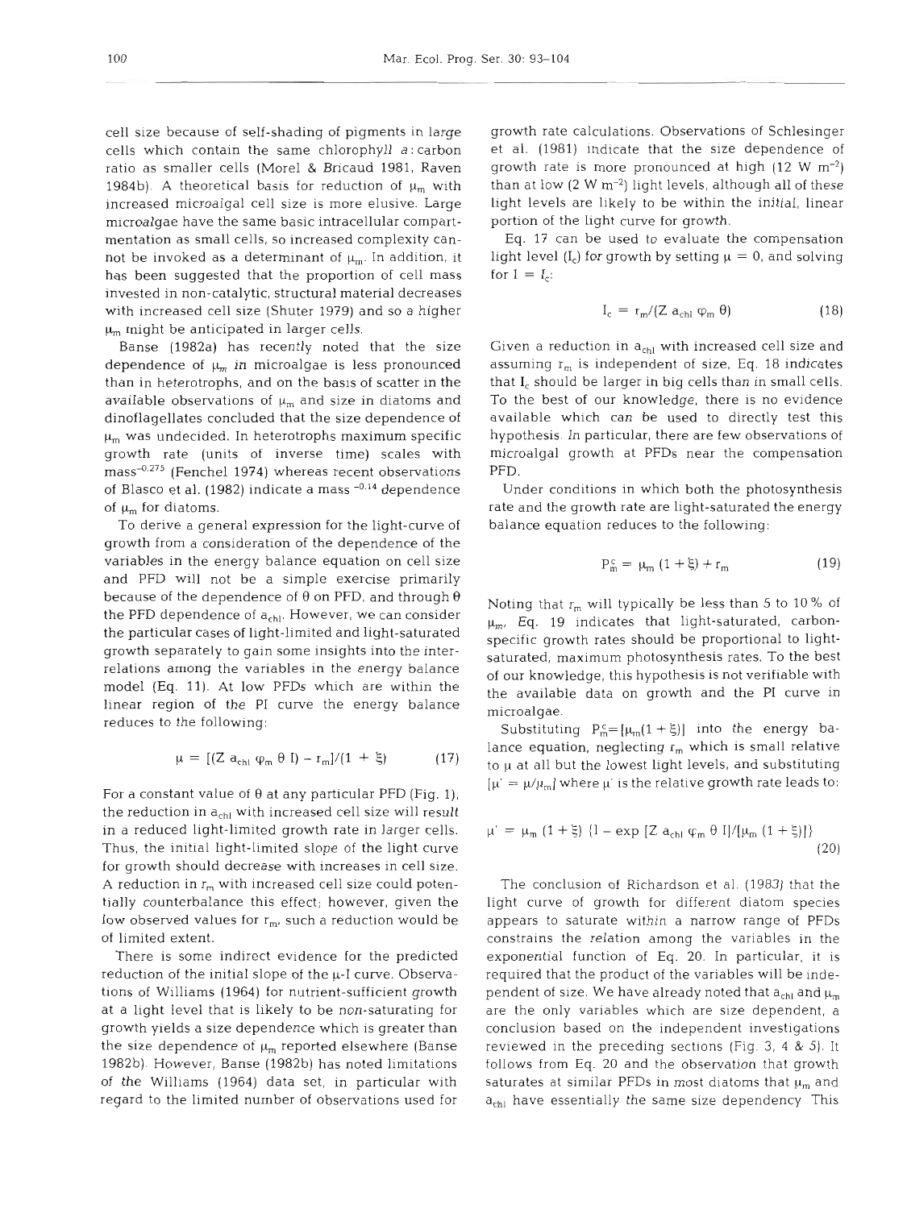cell size because of self-shading of pigments in large cells which contain the same chlorophyll *a*:carbon ratio as smaller cells (Morel & Bricaud 1981, Raven 1984b). A theoretical basis for reduction of $\mu_m$ with increased microalgal cell size is more elusive. Large microalgae have the same basic intracellular compartmentation as small cells, so increased complexity cannot be invoked as a determinant of $\mu_m$. In addition, it has been suggested that the proportion of cell mass invested in non-catalytic, structural material decreases with increased cell size (Shuter 1979) and so a higher $\mu_m$ might be anticipated in larger cells.

Banse (1982a) has recently noted that the size dependence of $\mu_m$ in microalgae is less pronounced than in heterotrophs, and on the basis of scatter in the available observations of $\mu_m$ and size in diatoms and dinoflagellates concluded that the size dependence of $\mu_m$ was undecided. In heterotrophs maximum specific growth rate (units of inverse time) scales with mass$^{-0.275}$ (Fenchel 1974) whereas recent observations of Blasco et al. (1982) indicate a mass $^{-0.14}$ dependence of $\mu_m$ for diatoms.

To derive a general expression for the light-curve of growth from a consideration of the dependence of the variables in the energy balance equation on cell size and PFD will not be a simple exercise primarily because of the dependence of $\theta$ on PFD, and through $\theta$ the PFD dependence of $a_{chl}$. However, we can consider the particular cases of light-limited and light-saturated growth separately to gain some insights into the interrelations among the variables in the energy balance model (Eq. 11). At low PFDs which are within the linear region of the PI curve the energy balance reduces to the following:

$$\mu = [(Z\ a_{chl}\ \varphi_m\ \theta\ I) - r_m]/(1 + \xi) \qquad (17)$$

For a constant value of $\theta$ at any particular PFD (Fig. 1), the reduction in $a_{chl}$ with increased cell size will result in a reduced light-limited growth rate in larger cells. Thus, the initial light-limited slope of the light curve for growth should decrease with increases in cell size. A reduction in $r_m$ with increased cell size could potentially counterbalance this effect; however, given the low observed values for $r_m$, such a reduction would be of limited extent.

There is some indirect evidence for the predicted reduction of the initial slope of the $\mu$-I curve. Observations of Williams (1964) for nutrient-sufficient growth at a light level that is likely to be non-saturating for growth yields a size dependence which is greater than the size dependence of $\mu_m$ reported elsewhere (Banse 1982b). However, Banse (1982b) has noted limitations of the Williams (1964) data set, in particular with regard to the limited number of observations used for growth rate calculations. Observations of Schlesinger et al. (1981) indicate that the size dependence of growth rate is more pronounced at high (12 W m$^{-2}$) than at low (2 W m$^{-2}$) light levels, although all of these light levels are likely to be within the initial, linear portion of the light curve for growth.

Eq. 17 can be used to evaluate the compensation light level ($I_c$) for growth by setting $\mu = 0$, and solving for $I = I_c$:

$$I_c = r_m/(Z\ a_{chl}\ \varphi_m\ \theta) \qquad (18)$$

Given a reduction in $a_{chl}$ with increased cell size and assuming $r_m$ is independent of size, Eq. 18 indicates that $I_c$ should be larger in big cells than in small cells. To the best of our knowledge, there is no evidence available which can be used to directly test this hypothesis. In particular, there are few observations of microalgal growth at PFDs near the compensation PFD.

Under conditions in which both the photosynthesis rate and the growth rate are light-saturated the energy balance equation reduces to the following:

$$P_m^c = \mu_m\ (1 + \xi) + r_m \qquad (19)$$

Noting that $r_m$ will typically be less than 5 to 10 % of $\mu_m$, Eq. 19 indicates that light-saturated, carbon-specific growth rates should be proportional to light-saturated, maximum photosynthesis rates. To the best of our knowledge, this hypothesis is not verifiable with the available data on growth and the PI curve in microalgae.

Substituting $P_m^c = [\mu_m(1 + \xi)]$ into the energy balance equation, neglecting $r_m$ which is small relative to $\mu$ at all but the lowest light levels, and substituting $[\mu' = \mu/\mu_m]$ where $\mu'$ is the relative growth rate leads to:

$$\mu' = \mu_m\ (1 + \xi)\ \{1 - \exp\ [Z\ a_{chl}\ \varphi_m\ \theta\ I]/[\mu_m\ (1 + \xi)]\} \qquad (20)$$

The conclusion of Richardson et al. (1983) that the light curve of growth for different diatom species appears to saturate within a narrow range of PFDs constrains the relation among the variables in the exponential function of Eq. 20. In particular, it is required that the product of the variables will be independent of size. We have already noted that $a_{chl}$ and $\mu_m$ are the only variables which are size dependent, a conclusion based on the independent investigations reviewed in the preceding sections (Fig. 3, 4 & 5). It follows from Eq. 20 and the observation that growth saturates at similar PFDs in most diatoms that $\mu_m$ and $a_{chl}$ have essentially the same size dependency. This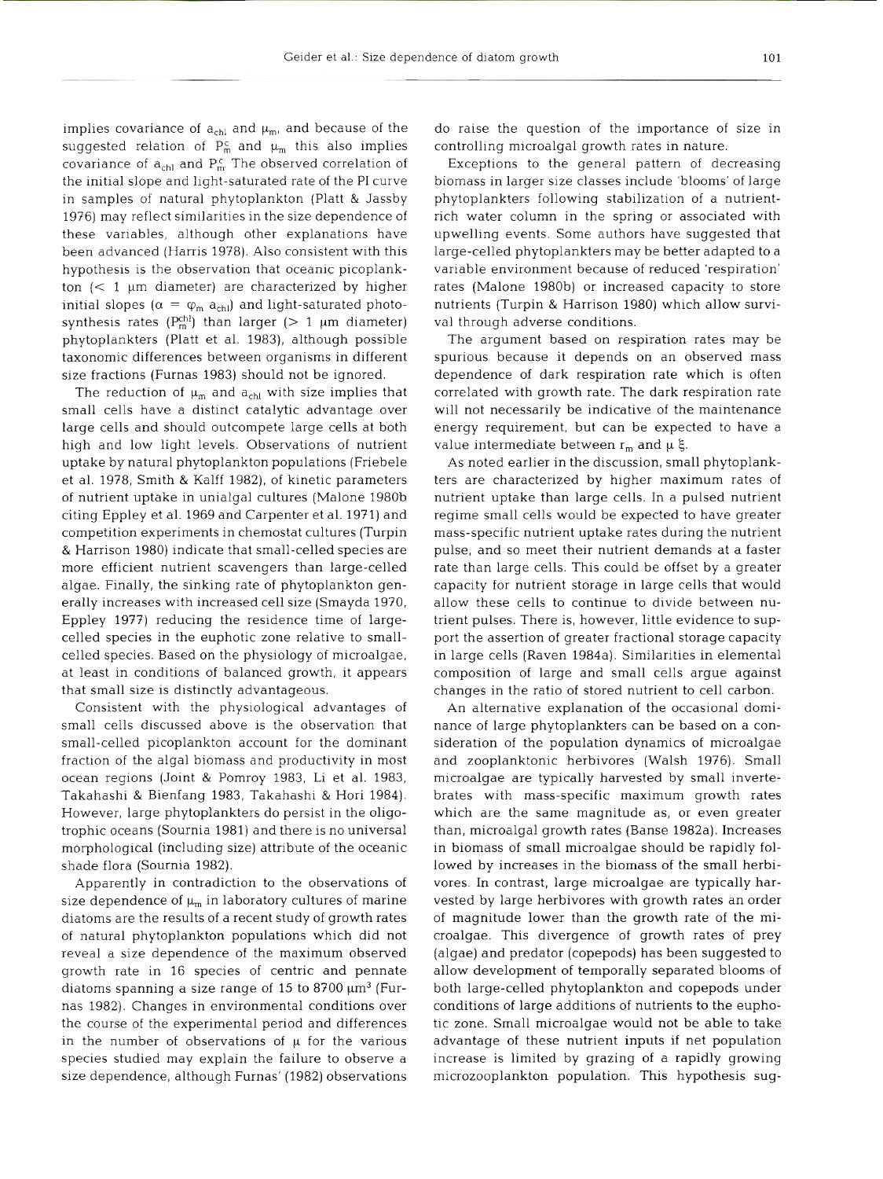implies covariance of $a_{chl}$ and $\mu_m$, and because of the suggested relation of $P^c_m$ and $\mu_m$ this also implies covariance of $a_{chl}$ and $P^c_m$. The observed correlation of the initial slope and light-saturated rate of the PI curve in samples of natural phytoplankton (Platt & Jassby 1976) may reflect similarities in the size dependence of these variables, although other explanations have been advanced (Harris 1978). Also consistent with this hypothesis is the observation that oceanic picoplankton (< 1 µm diameter) are characterized by higher initial slopes ($\alpha = \varphi_m a_{chl}$) and light-saturated photosynthesis rates ($P^{chl}_m$) than larger (> 1 µm diameter) phytoplankters (Platt et al. 1983), although possible taxonomic differences between organisms in different size fractions (Furnas 1983) should not be ignored.

The reduction of $\mu_m$ and $a_{chl}$ with size implies that small cells have a distinct catalytic advantage over large cells and should outcompete large cells at both high and low light levels. Observations of nutrient uptake by natural phytoplankton populations (Friebele et al. 1978, Smith & Kalff 1982), of kinetic parameters of nutrient uptake in unialgal cultures (Malone 1980b citing Eppley et al. 1969 and Carpenter et al. 1971) and competition experiments in chemostat cultures (Turpin & Harrison 1980) indicate that small-celled species are more efficient nutrient scavengers than large-celled algae. Finally, the sinking rate of phytoplankton generally increases with increased cell size (Smayda 1970, Eppley 1977) reducing the residence time of large-celled species in the euphotic zone relative to small-celled species. Based on the physiology of microalgae, at least in conditions of balanced growth, it appears that small size is distinctly advantageous.

Consistent with the physiological advantages of small cells discussed above is the observation that small-celled picoplankton account for the dominant fraction of the algal biomass and productivity in most ocean regions (Joint & Pomroy 1983, Li et al. 1983, Takahashi & Bienfang 1983, Takahashi & Hori 1984). However, large phytoplankters do persist in the oligotrophic oceans (Sournia 1981) and there is no universal morphological (including size) attribute of the oceanic shade flora (Sournia 1982).

Apparently in contradiction to the observations of size dependence of $\mu_m$ in laboratory cultures of marine diatoms are the results of a recent study of growth rates of natural phytoplankton populations which did not reveal a size dependence of the maximum observed growth rate in 16 species of centric and pennate diatoms spanning a size range of 15 to 8700 µm³ (Furnas 1982). Changes in environmental conditions over the course of the experimental period and differences in the number of observations of $\mu$ for the various species studied may explain the failure to observe a size dependence, although Furnas' (1982) observations do raise the question of the importance of size in controlling microalgal growth rates in nature.

Exceptions to the general pattern of decreasing biomass in larger size classes include 'blooms' of large phytoplankters following stabilization of a nutrient-rich water column in the spring or associated with upwelling events. Some authors have suggested that large-celled phytoplankters may be better adapted to a variable environment because of reduced 'respiration' rates (Malone 1980b) or increased capacity to store nutrients (Turpin & Harrison 1980) which allow survival through adverse conditions.

The argument based on respiration rates may be spurious because it depends on an observed mass dependence of dark respiration rate which is often correlated with growth rate. The dark respiration rate will not necessarily be indicative of the maintenance energy requirement, but can be expected to have a value intermediate between $r_m$ and $\mu$ $\xi$.

As noted earlier in the discussion, small phytoplankters are characterized by higher maximum rates of nutrient uptake than large cells. In a pulsed nutrient regime small cells would be expected to have greater mass-specific nutrient uptake rates during the nutrient pulse, and so meet their nutrient demands at a faster rate than large cells. This could be offset by a greater capacity for nutrient storage in large cells that would allow these cells to continue to divide between nutrient pulses. There is, however, little evidence to support the assertion of greater fractional storage capacity in large cells (Raven 1984a). Similarities in elemental composition of large and small cells argue against changes in the ratio of stored nutrient to cell carbon.

An alternative explanation of the occasional dominance of large phytoplankters can be based on a consideration of the population dynamics of microalgae and zooplanktonic herbivores (Walsh 1976). Small microalgae are typically harvested by small invertebrates with mass-specific maximum growth rates which are the same magnitude as, or even greater than, microalgal growth rates (Banse 1982a). Increases in biomass of small microalgae should be rapidly followed by increases in the biomass of the small herbivores. In contrast, large microalgae are typically harvested by large herbivores with growth rates an order of magnitude lower than the growth rate of the microalgae. This divergence of growth rates of prey (algae) and predator (copepods) has been suggested to allow development of temporally separated blooms of both large-celled phytoplankton and copepods under conditions of large additions of nutrients to the euphotic zone. Small microalgae would not be able to take advantage of these nutrient inputs if net population increase is limited by grazing of a rapidly growing microzooplankton population. This hypothesis sug-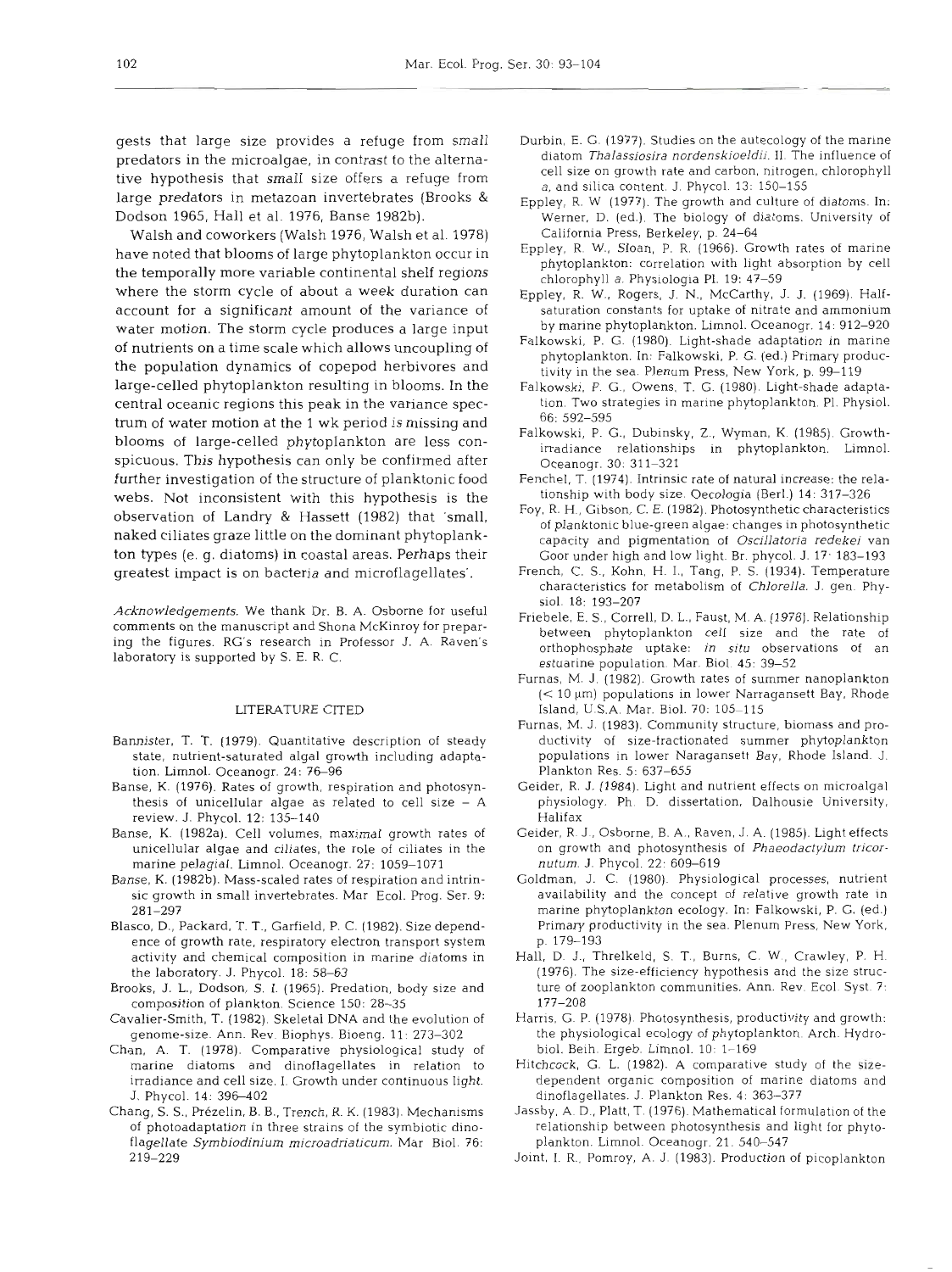gests that large size provides a refuge from small predators in the microalgae, in contrast to the alternative hypothesis that small size offers a refuge from large predators in metazoan invertebrates (Brooks & Dodson 1965, Hall et al. 1976, Banse 1982b).

Walsh and coworkers (Walsh 1976, Walsh et al. 1978) have noted that blooms of large phytoplankton occur in the temporally more variable continental shelf regions where the storm cycle of about a week duration can account for a significant amount of the variance of water motion. The storm cycle produces a large input of nutrients on a time scale which allows uncoupling of the population dynamics of copepod herbivores and large-celled phytoplankton resulting in blooms. In the central oceanic regions this peak in the variance spectrum of water motion at the 1 wk period is missing and blooms of large-celled phytoplankton are less conspicuous. This hypothesis can only be confirmed after further investigation of the structure of planktonic food webs. Not inconsistent with this hypothesis is the observation of Landry & Hassett (1982) that 'small, naked ciliates graze little on the dominant phytoplankton types (e. g. diatoms) in coastal areas. Perhaps their greatest impact is on bacteria and microflagellates'.

*Acknowledgements.* We thank Dr. B. A. Osborne for useful comments on the manuscript and Shona McKinroy for preparing the figures. RG's research in Professor J. A. Raven's laboratory is supported by S. E. R. C.

## LITERATURE CITED

Bannister, T. T. (1979). Quantitative description of steady state, nutrient-saturated algal growth including adaptation. Limnol. Oceanogr. 24: 76–96

Banse, K. (1976). Rates of growth, respiration and photosynthesis of unicellular algae as related to cell size – A review. J. Phycol. 12: 135–140

Banse, K. (1982a). Cell volumes, maximal growth rates of unicellular algae and ciliates, the role of ciliates in the marine pelagial. Limnol. Oceanogr. 27: 1059–1071

Banse, K. (1982b). Mass-scaled rates of respiration and intrinsic growth in small invertebrates. Mar Ecol. Prog. Ser. 9: 281–297

Blasco, D., Packard, T. T., Garfield, P. C. (1982). Size dependence of growth rate, respiratory electron transport system activity and chemical composition in marine diatoms in the laboratory. J. Phycol. 18: 58–63

Brooks, J. L., Dodson, S. I. (1965). Predation, body size and composition of plankton. Science 150: 28–35

Cavalier-Smith, T. (1982). Skeletal DNA and the evolution of genome-size. Ann. Rev. Biophys. Bioeng. 11: 273–302

Chan, A. T. (1978). Comparative physiological study of marine diatoms and dinoflagellates in relation to irradiance and cell size. I. Growth under continuous light. J. Phycol. 14: 396–402

Chang, S. S., Prézelin, B. B., Trench, R. K. (1983). Mechanisms of photoadaptation in three strains of the symbiotic dinoflagellate *Symbiodinium microadriaticum*. Mar Biol. 76: 219–229

Durbin, E. G. (1977). Studies on the autecology of the marine diatom *Thalassiosira nordenskioeldii*. II. The influence of cell size on growth rate and carbon, nitrogen, chlorophyll a, and silica content. J. Phycol. 13: 150–155

Eppley, R. W. (1977). The growth and culture of diatoms. In: Werner, D. (ed.). The biology of diatoms. University of California Press, Berkeley, p. 24–64

Eppley, R. W., Sloan, P. R. (1966). Growth rates of marine phytoplankton: correlation with light absorption by cell chlorophyll a. Physiologia Pl. 19: 47–59

Eppley, R. W., Rogers, J. N., McCarthy, J. J. (1969). Half-saturation constants for uptake of nitrate and ammonium by marine phytoplankton. Limnol. Oceanogr. 14: 912–920

Falkowski, P. G. (1980). Light-shade adaptation in marine phytoplankton. In: Falkowski, P. G. (ed.) Primary productivity in the sea. Plenum Press, New York, p. 99–119

Falkowski, P. G., Owens, T. G. (1980). Light-shade adaptation. Two strategies in marine phytoplankton. Pl. Physiol. 66: 592–595

Falkowski, P. G., Dubinsky, Z., Wyman, K. (1985). Growth-irradiance relationships in phytoplankton. Limnol. Oceanogr. 30: 311–321

Fenchel, T. (1974). Intrinsic rate of natural increase: the relationship with body size. Oecologia (Berl.) 14: 317–326

Foy, R. H., Gibson, C. E. (1982). Photosynthetic characteristics of planktonic blue-green algae: changes in photosynthetic capacity and pigmentation of *Oscillatoria redekei* van Goor under high and low light. Br. phycol. J. 17: 183–193

French, C. S., Kohn, H. I., Tang, P. S. (1934). Temperature characteristics for metabolism of *Chlorella*. J. gen. Physiol. 18: 193–207

Friebele, E. S., Correll, D. L., Faust, M. A. (1978). Relationship between phytoplankton cell size and the rate of orthophosphate uptake: *in situ* observations of an estuarine population. Mar. Biol. 45: 39–52

Furnas, M. J. (1982). Growth rates of summer nanoplankton (< 10 μm) populations in lower Narragansett Bay, Rhode Island, U.S.A. Mar. Biol. 70: 105–115

Furnas, M. J. (1983). Community structure, biomass and productivity of size-fractionated summer phytoplankton populations in lower Naragansett Bay, Rhode Island. J. Plankton Res. 5: 637–655

Geider, R. J. (1984). Light and nutrient effects on microalgal physiology. Ph. D. dissertation, Dalhousie University, Halifax

Geider, R. J., Osborne, B. A., Raven, J. A. (1985). Light effects on growth and photosynthesis of *Phaeodactylum tricornutum*. J. Phycol. 22: 609–619

Goldman, J. C. (1980). Physiological processes, nutrient availability and the concept of relative growth rate in marine phytoplankton ecology. In: Falkowski, P. G. (ed.) Primary productivity in the sea. Plenum Press, New York, p. 179–193

Hall, D. J., Threlkeld, S. T., Burns, C. W., Crawley, P. H. (1976). The size-efficiency hypothesis and the size structure of zooplankton communities. Ann. Rev. Ecol. Syst. 7: 177–208

Harris, G. P. (1978). Photosynthesis, productivity and growth: the physiological ecology of phytoplankton. Arch. Hydrobiol. Beih. Ergeb. Limnol. 10: 1–169

Hitchcock, G. L. (1982). A comparative study of the size-dependent organic composition of marine diatoms and dinoflagellates. J. Plankton Res. 4: 363–377

Jassby, A. D., Platt, T. (1976). Mathematical formulation of the relationship between photosynthesis and light for phytoplankton. Limnol. Oceanogr. 21: 540–547

Joint, I. R., Pomroy, A. J. (1983). Production of picoplankton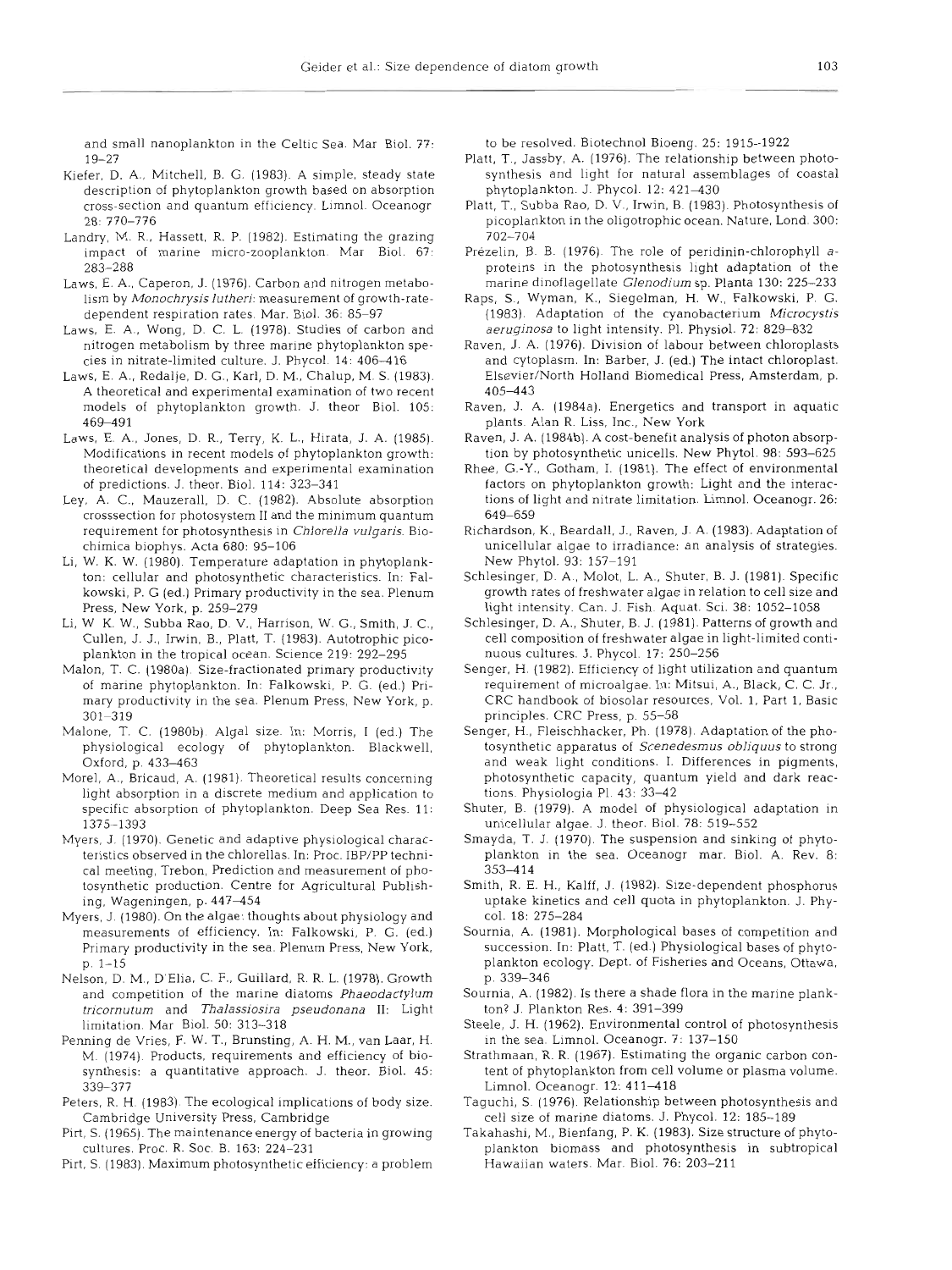and small nanoplankton in the Celtic Sea. Mar Biol. 77: 19–27

Kiefer, D. A., Mitchell, B. G. (1983). A simple, steady state description of phytoplankton growth based on absorption cross-section and quantum efficiency. Limnol. Oceanogr 28: 770–776

Landry, M. R., Hassett, R. P. (1982). Estimating the grazing impact of marine micro-zooplankton. Mar Biol. 67: 283–288

Laws, E. A., Caperon, J. (1976). Carbon and nitrogen metabolism by *Monochrysis lutheri*: measurement of growth-rate-dependent respiration rates. Mar. Biol. 36: 85–97

Laws, E. A., Wong, D. C. L. (1978). Studies of carbon and nitrogen metabolism by three marine phytoplankton species in nitrate-limited culture. J. Phycol. 14: 406–416

Laws, E. A., Redalje, D. G., Karl, D. M., Chalup, M. S. (1983). A theoretical and experimental examination of two recent models of phytoplankton growth. J. theor Biol. 105: 469–491

Laws, E. A., Jones, D. R., Terry, K. L., Hirata, J. A. (1985). Modifications in recent models of phytoplankton growth: theoretical developments and experimental examination of predictions. J. theor. Biol. 114: 323–341

Ley, A. C., Mauzerall, D. C. (1982). Absolute absorption crosssection for photosystem II and the minimum quantum requirement for photosynthesis in *Chlorella vulgaris*. Biochimica biophys. Acta 680: 95–106

Li, W. K. W. (1980). Temperature adaptation in phytoplankton: cellular and photosynthetic characteristics. In: Falkowski, P. G (ed.) Primary productivity in the sea. Plenum Press, New York, p. 259–279

Li, W. K. W., Subba Rao, D. V., Harrison, W. G., Smith, J. C., Cullen, J. J., Irwin, B., Platt, T. (1983). Autotrophic picoplankton in the tropical ocean. Science 219: 292–295

Malon, T. C. (1980a). Size-fractionated primary productivity of marine phytoplankton. In: Falkowski, P. G. (ed.) Primary productivity in the sea. Plenum Press, New York, p. 301–319

Malone, T. C. (1980b). Algal size. In: Morris, I (ed.) The physiological ecology of phytoplankton. Blackwell, Oxford, p. 433–463

Morel, A., Bricaud, A. (1981). Theoretical results concerning light absorption in a discrete medium and application to specific absorption of phytoplankton. Deep Sea Res. 11: 1375–1393

Myers, J. (1970). Genetic and adaptive physiological characteristics observed in the chlorellas. In: Proc. IBP/PP technical meeting, Trebon, Prediction and measurement of photosynthetic production. Centre for Agricultural Publishing, Wageningen, p. 447–454

Myers, J. (1980). On the algae: thoughts about physiology and measurements of efficiency. In: Falkowski, P. G. (ed.) Primary productivity in the sea. Plenum Press, New York, p. 1–15

Nelson, D. M., D'Elia, C. F., Guillard, R. R. L. (1978). Growth and competition of the marine diatoms *Phaeodactylum tricornutum* and *Thalassiosira pseudonana* II: Light limitation. Mar Biol. 50: 313–318

Penning de Vries, F. W. T., Brunsting, A. H. M., van Laar, H. M. (1974). Products, requirements and efficiency of biosynthesis: a quantitative approach. J. theor. Biol. 45: 339–377

Peters, R. H. (1983). The ecological implications of body size. Cambridge University Press, Cambridge

Pirt, S. (1965). The maintenance energy of bacteria in growing cultures. Proc. R. Soc. B. 163: 224–231

Pirt, S. (1983). Maximum photosynthetic efficiency: a problem to be resolved. Biotechnol Bioeng. 25: 1915–1922

Platt, T., Jassby, A. (1976). The relationship between photosynthesis and light for natural assemblages of coastal phytoplankton. J. Phycol. 12: 421–430

Platt, T., Subba Rao, D. V., Irwin, B. (1983). Photosynthesis of picoplankton in the oligotrophic ocean. Nature, Lond. 300: 702–704

Prézelin, B. B. (1976). The role of peridinin-chlorophyll *a*-proteins in the photosynthesis light adaptation of the marine dinoflagellate *Glenodium* sp. Planta 130: 225–233

Raps, S., Wyman, K., Siegelman, H. W., Falkowski, P. G. (1983). Adaptation of the cyanobacterium *Microcystis aeruginosa* to light intensity. Pl. Physiol. 72: 829–832

Raven, J. A. (1976). Division of labour between chloroplasts and cytoplasm. In: Barber, J. (ed.) The intact chloroplast. Elsevier/North Holland Biomedical Press, Amsterdam, p. 405–443

Raven, J. A. (1984a). Energetics and transport in aquatic plants. Alan R. Liss, Inc., New York

Raven, J. A. (1984b). A cost-benefit analysis of photon absorption by photosynthetic unicells. New Phytol. 98: 593–625

Rhee, G.-Y., Gotham, I. (1981). The effect of environmental factors on phytoplankton growth: Light and the interactions of light and nitrate limitation. Limnol. Oceanogr. 26: 649–659

Richardson, K., Beardall, J., Raven, J. A. (1983). Adaptation of unicellular algae to irradiance: an analysis of strategies. New Phytol. 93: 157–191

Schlesinger, D. A., Molot, L. A., Shuter, B. J. (1981). Specific growth rates of freshwater algae in relation to cell size and light intensity. Can. J. Fish. Aquat. Sci. 38: 1052–1058

Schlesinger, D. A., Shuter, B. J. (1981). Patterns of growth and cell composition of freshwater algae in light-limited continuous cultures. J. Phycol. 17: 250–256

Senger, H. (1982). Efficiency of light utilization and quantum requirement of microalgae. In: Mitsui, A., Black, C. C. Jr., CRC handbook of biosolar resources, Vol. 1, Part 1, Basic principles. CRC Press, p. 55–58

Senger, H., Fleischhacker, Ph. (1978). Adaptation of the photosynthetic apparatus of *Scenedesmus obliquus* to strong and weak light conditions. I. Differences in pigments, photosynthetic capacity, quantum yield and dark reactions. Physiologia Pl. 43: 33–42

Shuter, B. (1979). A model of physiological adaptation in unicellular algae. J. theor. Biol. 78: 519–552

Smayda, T. J. (1970). The suspension and sinking of phytoplankton in the sea. Oceanogr mar. Biol. A. Rev. 8: 353–414

Smith, R. E. H., Kalff, J. (1982). Size-dependent phosphorus uptake kinetics and cell quota in phytoplankton. J. Phycol. 18: 275–284

Sournia, A. (1981). Morphological bases of competition and succession. In: Platt, T. (ed.) Physiological bases of phytoplankton ecology. Dept. of Fisheries and Oceans, Ottawa, p. 339–346

Sournia, A. (1982). Is there a shade flora in the marine plankton? J. Plankton Res. 4: 391–399

Steele, J. H. (1962). Environmental control of photosynthesis in the sea. Limnol. Oceanogr. 7: 137–150

Strathmaan, R. R. (1967). Estimating the organic carbon content of phytoplankton from cell volume or plasma volume. Limnol. Oceanogr. 12: 411–418

Taguchi, S. (1976). Relationship between photosynthesis and cell size of marine diatoms. J. Phycol. 12: 185–189

Takahashi, M., Bienfang, P. K. (1983). Size structure of phytoplankton biomass and photosynthesis in subtropical Hawaiian waters. Mar. Biol. 76: 203–211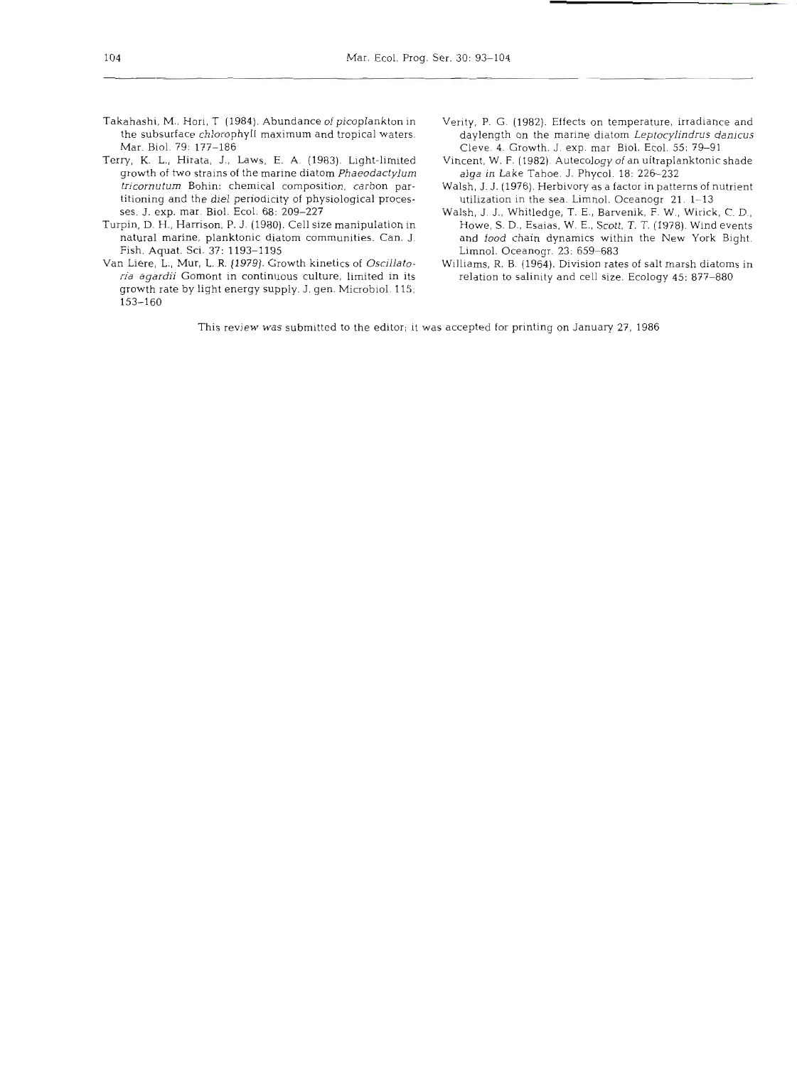Takahashi, M., Hori, T (1984). Abundance of picoplankton in the subsurface chlorophyll maximum and tropical waters. Mar. Biol. 79: 177–186

Terry, K. L., Hirata, J., Laws, E. A. (1983). Light-limited growth of two strains of the marine diatom *Phaeodactylum tricornutum* Bohin: chemical composition, carbon partitioning and the diel periodicity of physiological processes. J. exp. mar. Biol. Ecol. 68: 209–227

Turpin, D. H., Harrison, P. J. (1980). Cell size manipulation in natural marine, planktonic diatom communities. Can. J. Fish. Aquat. Sci. 37: 1193–1195

Van Liere, L., Mur, L. R. (1979). Growth kinetics of *Oscillatoria agardii* Gomont in continuous culture, limited in its growth rate by light energy supply. J. gen. Microbiol. 115: 153–160

Verity, P. G. (1982). Effects on temperature, irradiance and daylength on the marine diatom *Leptocylindrus danicus* Cleve. 4. Growth. J. exp. mar Biol. Ecol. 55: 79–91

Vincent, W. F. (1982). Autecology of an ultraplanktonic shade alga in Lake Tahoe. J. Phycol. 18: 226–232

Walsh, J. J. (1976). Herbivory as a factor in patterns of nutrient utilization in the sea. Limnol. Oceanogr. 21: 1–13

Walsh, J. J., Whitledge, T. E., Barvenik, F. W., Wirick, C. D., Howe, S. D., Esaias, W. E., Scott, T. T. (1978). Wind events and food chain dynamics within the New York Bight. Limnol. Oceanogr. 23: 659–683

Williams, R. B. (1964). Division rates of salt marsh diatoms in relation to salinity and cell size. Ecology 45: 877–880

This review was submitted to the editor; it was accepted for printing on January 27, 1986